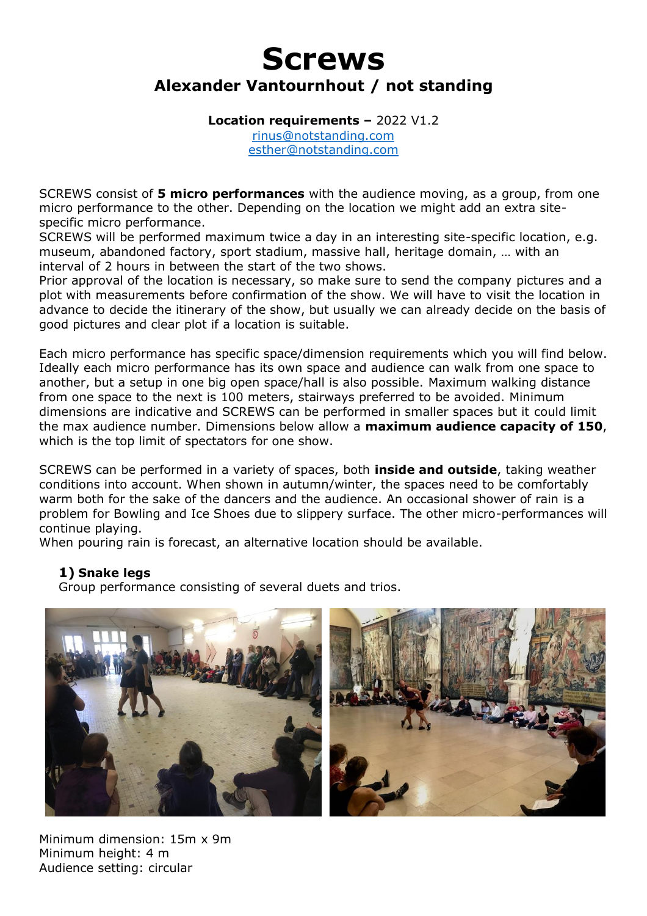# Screws

## Alexander Vantournhout / not standing

**Location requirements –** 2022 V1.2
rinus@notstanding.com
esther@notstanding.com

SCREWS consist of **5 micro performances** with the audience moving, as a group, from one micro performance to the other. Depending on the location we might add an extra site-specific micro performance.
SCREWS will be performed maximum twice a day in an interesting site-specific location, e.g. museum, abandoned factory, sport stadium, massive hall, heritage domain, … with an interval of 2 hours in between the start of the two shows.
Prior approval of the location is necessary, so make sure to send the company pictures and a plot with measurements before confirmation of the show. We will have to visit the location in advance to decide the itinerary of the show, but usually we can already decide on the basis of good pictures and clear plot if a location is suitable.

Each micro performance has specific space/dimension requirements which you will find below. Ideally each micro performance has its own space and audience can walk from one space to another, but a setup in one big open space/hall is also possible. Maximum walking distance from one space to the next is 100 meters, stairways preferred to be avoided. Minimum dimensions are indicative and SCREWS can be performed in smaller spaces but it could limit the max audience number. Dimensions below allow a **maximum audience capacity of 150**, which is the top limit of spectators for one show.

SCREWS can be performed in a variety of spaces, both **inside and outside**, taking weather conditions into account. When shown in autumn/winter, the spaces need to be comfortably warm both for the sake of the dancers and the audience. An occasional shower of rain is a problem for Bowling and Ice Shoes due to slippery surface. The other micro-performances will continue playing.
When pouring rain is forecast, an alternative location should be available.

### 1) Snake legs

Group performance consisting of several duets and trios.

Minimum dimension: 15m x 9m
Minimum height: 4 m
Audience setting: circular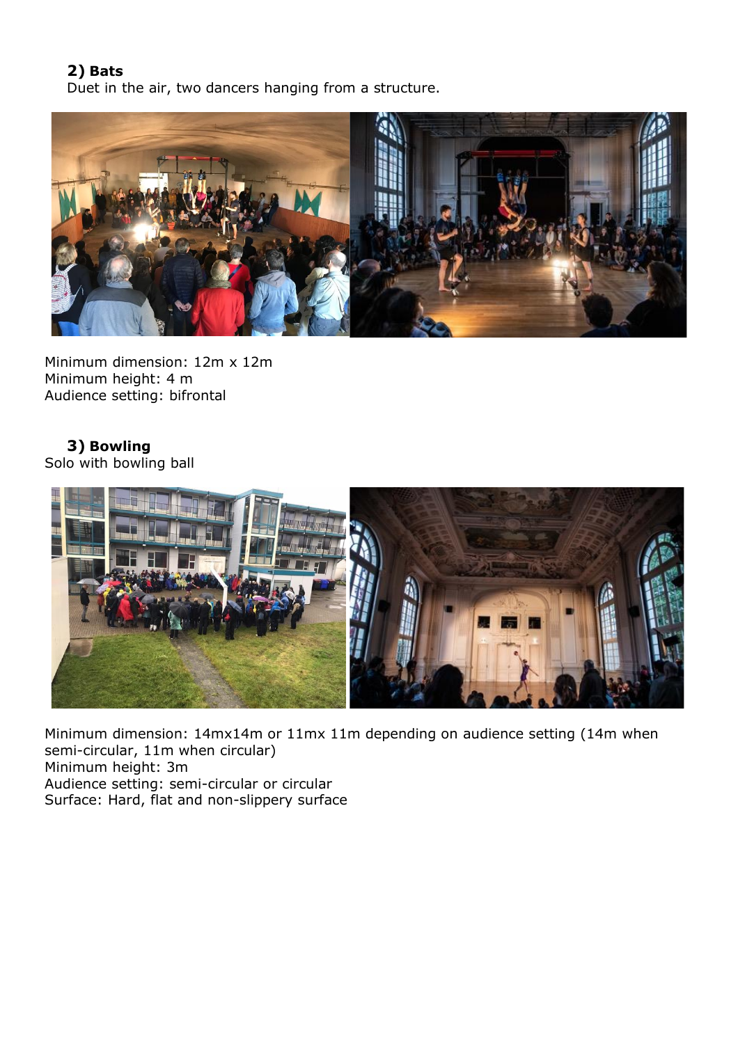## 2) Bats

Duet in the air, two dancers hanging from a structure.

Minimum dimension: 12m x 12m
Minimum height: 4 m
Audience setting: bifrontal

## 3) Bowling

Solo with bowling ball

Minimum dimension: 14mx14m or 11mx 11m depending on audience setting (14m when semi-circular, 11m when circular)
Minimum height: 3m
Audience setting: semi-circular or circular
Surface: Hard, flat and non-slippery surface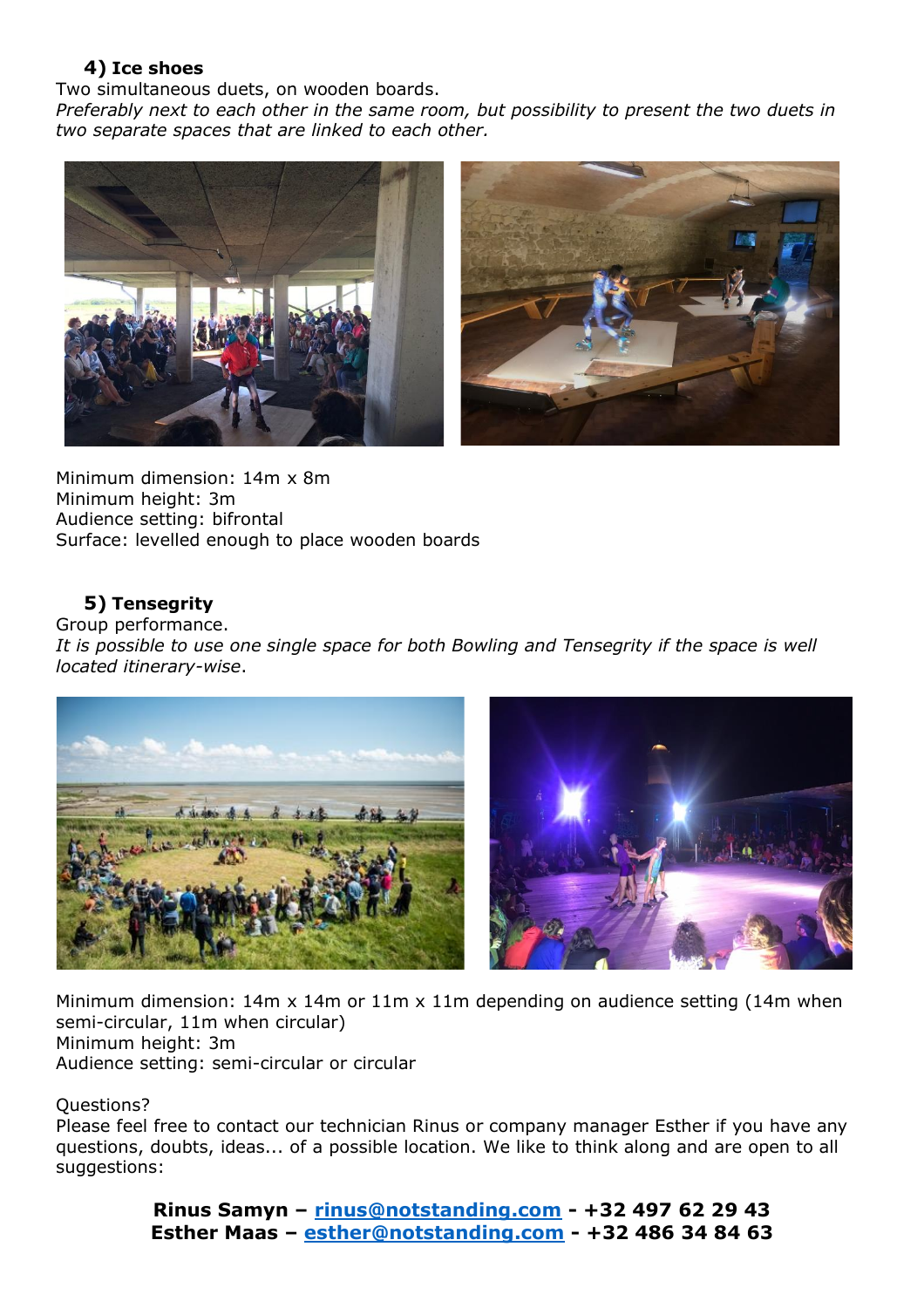### 4) Ice shoes

Two simultaneous duets, on wooden boards.
*Preferably next to each other in the same room, but possibility to present the two duets in two separate spaces that are linked to each other.*

Minimum dimension: 14m x 8m
Minimum height: 3m
Audience setting: bifrontal
Surface: levelled enough to place wooden boards

### 5) Tensegrity

Group performance.
*It is possible to use one single space for both Bowling and Tensegrity if the space is well located itinerary-wise*.

Minimum dimension: 14m x 14m or 11m x 11m depending on audience setting (14m when semi-circular, 11m when circular)
Minimum height: 3m
Audience setting: semi-circular or circular

Questions?
Please feel free to contact our technician Rinus or company manager Esther if you have any questions, doubts, ideas... of a possible location. We like to think along and are open to all suggestions:

**Rinus Samyn – [rinus@notstanding.com](mailto:rinus@notstanding.com) - +32 497 62 29 43**
**Esther Maas – [esther@notstanding.com](mailto:esther@notstanding.com) - +32 486 34 84 63**